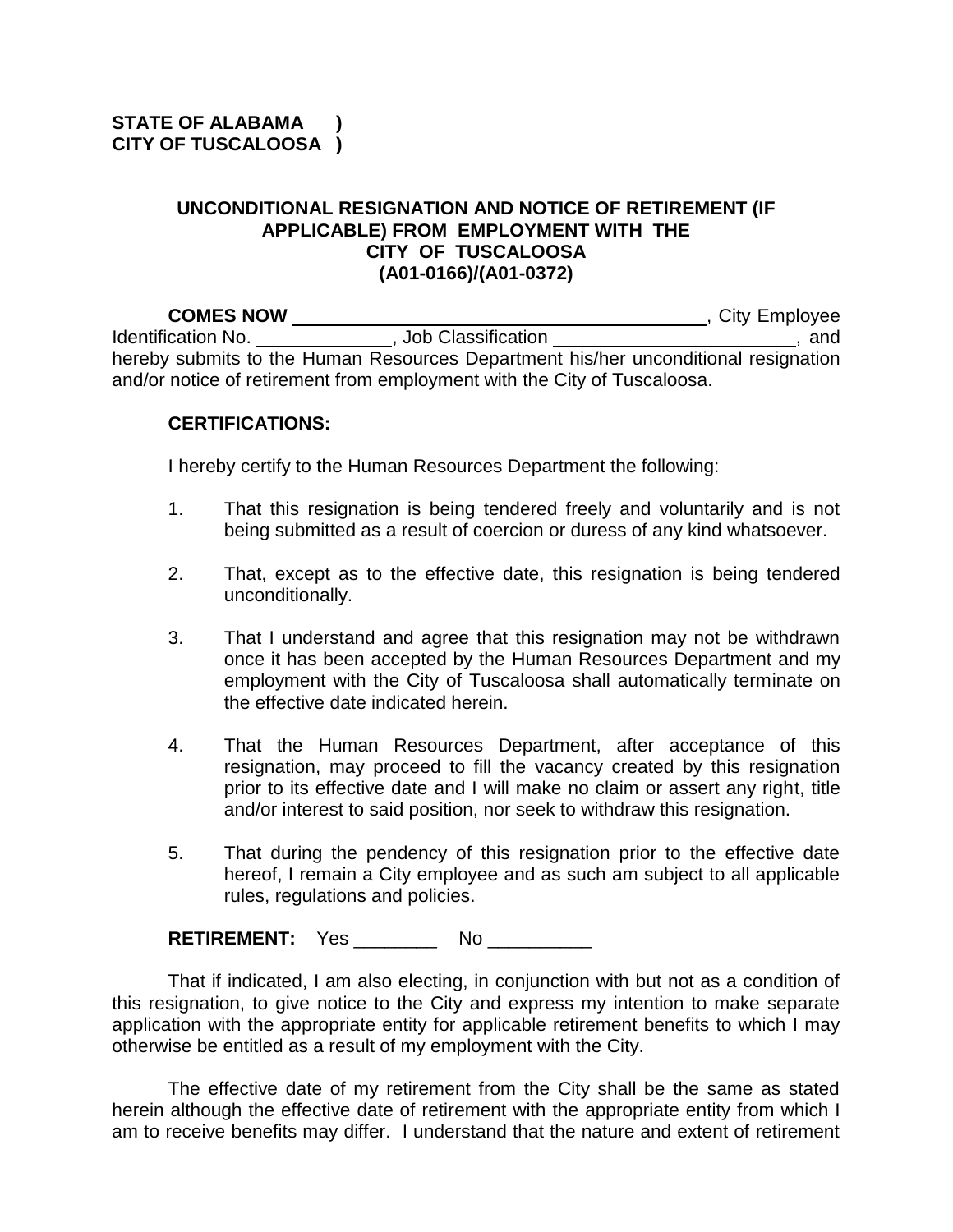**STATE OF ALABAMA )**
**CITY OF TUSCALOOSA )**

**UNCONDITIONAL RESIGNATION AND NOTICE OF RETIREMENT (IF APPLICABLE) FROM EMPLOYMENT WITH THE CITY OF TUSCALOOSA (A01-0166)/(A01-0372)**

**COMES NOW** ________________________________________, City Employee Identification No. _____________, Job Classification ________________________, and hereby submits to the Human Resources Department his/her unconditional resignation and/or notice of retirement from employment with the City of Tuscaloosa.

**CERTIFICATIONS:**

I hereby certify to the Human Resources Department the following:

1. That this resignation is being tendered freely and voluntarily and is not being submitted as a result of coercion or duress of any kind whatsoever.

2. That, except as to the effective date, this resignation is being tendered unconditionally.

3. That I understand and agree that this resignation may not be withdrawn once it has been accepted by the Human Resources Department and my employment with the City of Tuscaloosa shall automatically terminate on the effective date indicated herein.

4. That the Human Resources Department, after acceptance of this resignation, may proceed to fill the vacancy created by this resignation prior to its effective date and I will make no claim or assert any right, title and/or interest to said position, nor seek to withdraw this resignation.

5. That during the pendency of this resignation prior to the effective date hereof, I remain a City employee and as such am subject to all applicable rules, regulations and policies.

**RETIREMENT:** Yes ________ No __________

That if indicated, I am also electing, in conjunction with but not as a condition of this resignation, to give notice to the City and express my intention to make separate application with the appropriate entity for applicable retirement benefits to which I may otherwise be entitled as a result of my employment with the City.

The effective date of my retirement from the City shall be the same as stated herein although the effective date of retirement with the appropriate entity from which I am to receive benefits may differ. I understand that the nature and extent of retirement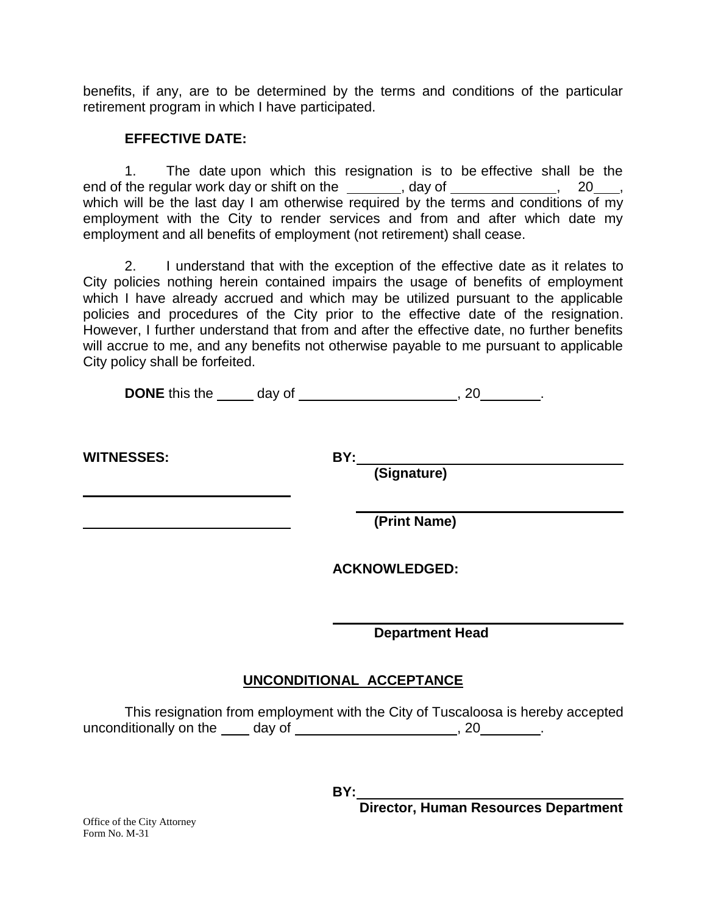benefits, if any, are to be determined by the terms and conditions of the particular retirement program in which I have participated.

**EFFECTIVE DATE:**

1. The date upon which this resignation is to be effective shall be the end of the regular work day or shift on the _______, day of _____________, 20___, which will be the last day I am otherwise required by the terms and conditions of my employment with the City to render services and from and after which date my employment and all benefits of employment (not retirement) shall cease.

2. I understand that with the exception of the effective date as it relates to City policies nothing herein contained impairs the usage of benefits of employment which I have already accrued and which may be utilized pursuant to the applicable policies and procedures of the City prior to the effective date of the resignation. However, I further understand that from and after the effective date, no further benefits will accrue to me, and any benefits not otherwise payable to me pursuant to applicable City policy shall be forfeited.

**DONE** this the _____ day of ____________________, 20________.

**WITNESSES:**

___________________________

___________________________

**BY:** ___________________________________
**(Signature)**

___________________________________
**(Print Name)**

**ACKNOWLEDGED:**

___________________________________
**Department Head**

## UNCONDITIONAL ACCEPTANCE

This resignation from employment with the City of Tuscaloosa is hereby accepted unconditionally on the ____ day of _____________________, 20________.

**BY:** ___________________________________
**Director, Human Resources Department**

Office of the City Attorney
Form No. M-31